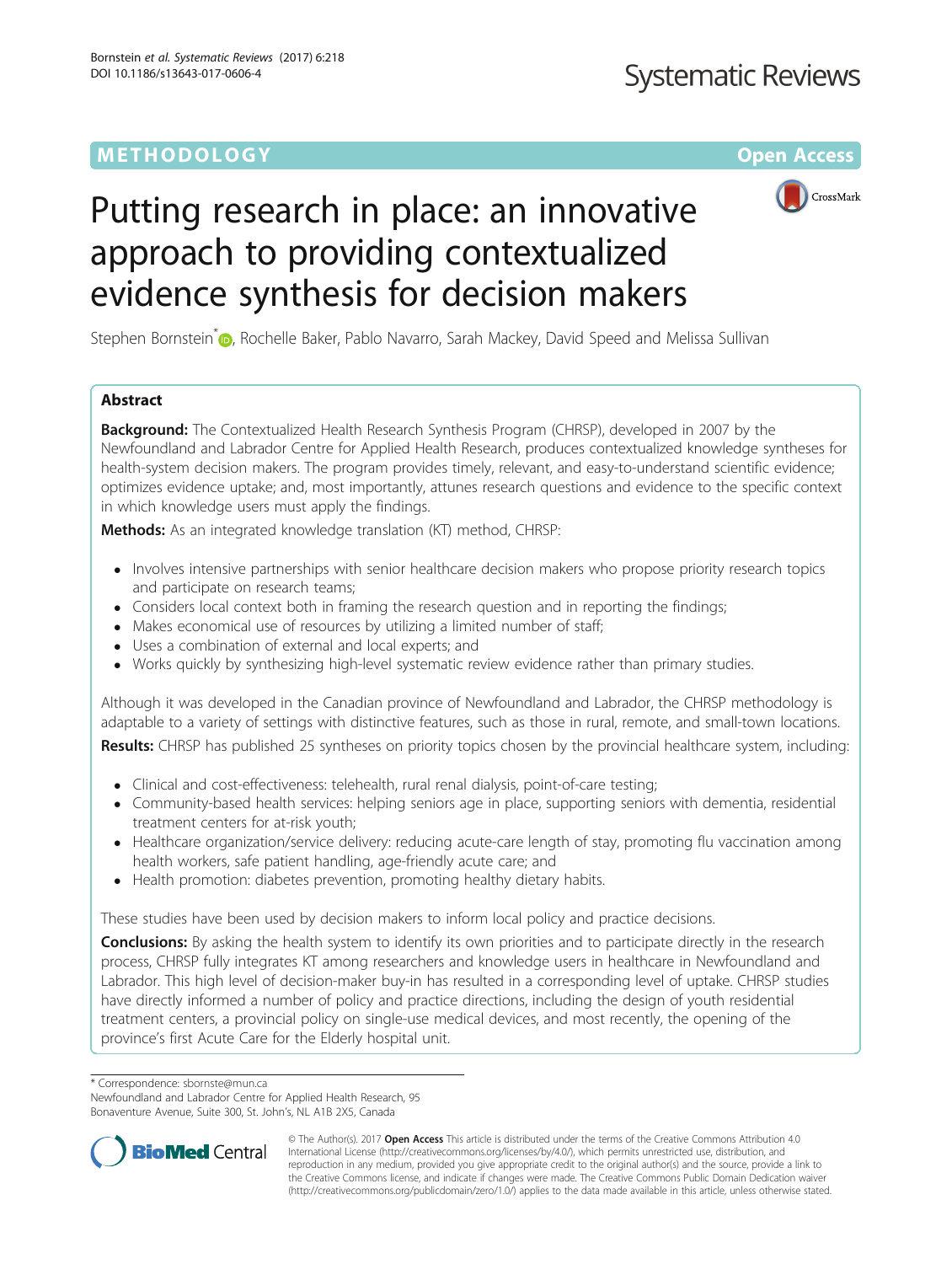METHODOLOGY

Open Access

# Putting research in place: an innovative approach to providing contextualized evidence synthesis for decision makers

Stephen Bornstein*, Rochelle Baker, Pablo Navarro, Sarah Mackey, David Speed and Melissa Sullivan

## Abstract

**Background:** The Contextualized Health Research Synthesis Program (CHRSP), developed in 2007 by the Newfoundland and Labrador Centre for Applied Health Research, produces contextualized knowledge syntheses for health-system decision makers. The program provides timely, relevant, and easy-to-understand scientific evidence; optimizes evidence uptake; and, most importantly, attunes research questions and evidence to the specific context in which knowledge users must apply the findings.

**Methods:** As an integrated knowledge translation (KT) method, CHRSP:

- Involves intensive partnerships with senior healthcare decision makers who propose priority research topics and participate on research teams;
- Considers local context both in framing the research question and in reporting the findings;
- Makes economical use of resources by utilizing a limited number of staff;
- Uses a combination of external and local experts; and
- Works quickly by synthesizing high-level systematic review evidence rather than primary studies.

Although it was developed in the Canadian province of Newfoundland and Labrador, the CHRSP methodology is adaptable to a variety of settings with distinctive features, such as those in rural, remote, and small-town locations.

**Results:** CHRSP has published 25 syntheses on priority topics chosen by the provincial healthcare system, including:

- Clinical and cost-effectiveness: telehealth, rural renal dialysis, point-of-care testing;
- Community-based health services: helping seniors age in place, supporting seniors with dementia, residential treatment centers for at-risk youth;
- Healthcare organization/service delivery: reducing acute-care length of stay, promoting flu vaccination among health workers, safe patient handling, age-friendly acute care; and
- Health promotion: diabetes prevention, promoting healthy dietary habits.

These studies have been used by decision makers to inform local policy and practice decisions.

**Conclusions:** By asking the health system to identify its own priorities and to participate directly in the research process, CHRSP fully integrates KT among researchers and knowledge users in healthcare in Newfoundland and Labrador. This high level of decision-maker buy-in has resulted in a corresponding level of uptake. CHRSP studies have directly informed a number of policy and practice directions, including the design of youth residential treatment centers, a provincial policy on single-use medical devices, and most recently, the opening of the province's first Acute Care for the Elderly hospital unit.

\* Correspondence: sbornste@mun.ca

Newfoundland and Labrador Centre for Applied Health Research, 95 Bonaventure Avenue, Suite 300, St. John's, NL A1B 2X5, Canada

© The Author(s). 2017 **Open Access** This article is distributed under the terms of the Creative Commons Attribution 4.0 International License (http://creativecommons.org/licenses/by/4.0/), which permits unrestricted use, distribution, and reproduction in any medium, provided you give appropriate credit to the original author(s) and the source, provide a link to the Creative Commons license, and indicate if changes were made. The Creative Commons Public Domain Dedication waiver (http://creativecommons.org/publicdomain/zero/1.0/) applies to the data made available in this article, unless otherwise stated.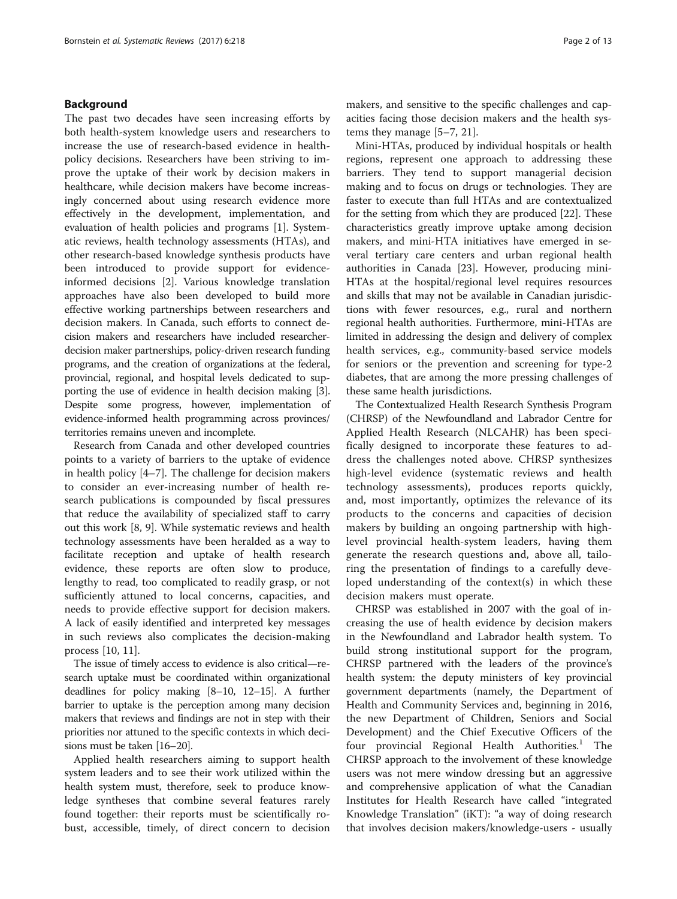## Background

The past two decades have seen increasing efforts by both health-system knowledge users and researchers to increase the use of research-based evidence in health-policy decisions. Researchers have been striving to improve the uptake of their work by decision makers in healthcare, while decision makers have become increasingly concerned about using research evidence more effectively in the development, implementation, and evaluation of health policies and programs [1]. Systematic reviews, health technology assessments (HTAs), and other research-based knowledge synthesis products have been introduced to provide support for evidence-informed decisions [2]. Various knowledge translation approaches have also been developed to build more effective working partnerships between researchers and decision makers. In Canada, such efforts to connect decision makers and researchers have included researcher-decision maker partnerships, policy-driven research funding programs, and the creation of organizations at the federal, provincial, regional, and hospital levels dedicated to supporting the use of evidence in health decision making [3]. Despite some progress, however, implementation of evidence-informed health programming across provinces/territories remains uneven and incomplete.

Research from Canada and other developed countries points to a variety of barriers to the uptake of evidence in health policy [4–7]. The challenge for decision makers to consider an ever-increasing number of health research publications is compounded by fiscal pressures that reduce the availability of specialized staff to carry out this work [8, 9]. While systematic reviews and health technology assessments have been heralded as a way to facilitate reception and uptake of health research evidence, these reports are often slow to produce, lengthy to read, too complicated to readily grasp, or not sufficiently attuned to local concerns, capacities, and needs to provide effective support for decision makers. A lack of easily identified and interpreted key messages in such reviews also complicates the decision-making process [10, 11].

The issue of timely access to evidence is also critical—research uptake must be coordinated within organizational deadlines for policy making [8–10, 12–15]. A further barrier to uptake is the perception among many decision makers that reviews and findings are not in step with their priorities nor attuned to the specific contexts in which decisions must be taken [16–20].

Applied health researchers aiming to support health system leaders and to see their work utilized within the health system must, therefore, seek to produce knowledge syntheses that combine several features rarely found together: their reports must be scientifically robust, accessible, timely, of direct concern to decision makers, and sensitive to the specific challenges and capacities facing those decision makers and the health systems they manage [5–7, 21].

Mini-HTAs, produced by individual hospitals or health regions, represent one approach to addressing these barriers. They tend to support managerial decision making and to focus on drugs or technologies. They are faster to execute than full HTAs and are contextualized for the setting from which they are produced [22]. These characteristics greatly improve uptake among decision makers, and mini-HTA initiatives have emerged in several tertiary care centers and urban regional health authorities in Canada [23]. However, producing mini-HTAs at the hospital/regional level requires resources and skills that may not be available in Canadian jurisdictions with fewer resources, e.g., rural and northern regional health authorities. Furthermore, mini-HTAs are limited in addressing the design and delivery of complex health services, e.g., community-based service models for seniors or the prevention and screening for type-2 diabetes, that are among the more pressing challenges of these same health jurisdictions.

The Contextualized Health Research Synthesis Program (CHRSP) of the Newfoundland and Labrador Centre for Applied Health Research (NLCAHR) has been specifically designed to incorporate these features to address the challenges noted above. CHRSP synthesizes high-level evidence (systematic reviews and health technology assessments), produces reports quickly, and, most importantly, optimizes the relevance of its products to the concerns and capacities of decision makers by building an ongoing partnership with high-level provincial health-system leaders, having them generate the research questions and, above all, tailoring the presentation of findings to a carefully developed understanding of the context(s) in which these decision makers must operate.

CHRSP was established in 2007 with the goal of increasing the use of health evidence by decision makers in the Newfoundland and Labrador health system. To build strong institutional support for the program, CHRSP partnered with the leaders of the province's health system: the deputy ministers of key provincial government departments (namely, the Department of Health and Community Services and, beginning in 2016, the new Department of Children, Seniors and Social Development) and the Chief Executive Officers of the four provincial Regional Health Authorities.[1] The CHRSP approach to the involvement of these knowledge users was not mere window dressing but an aggressive and comprehensive application of what the Canadian Institutes for Health Research have called "integrated Knowledge Translation" (iKT): "a way of doing research that involves decision makers/knowledge-users - usually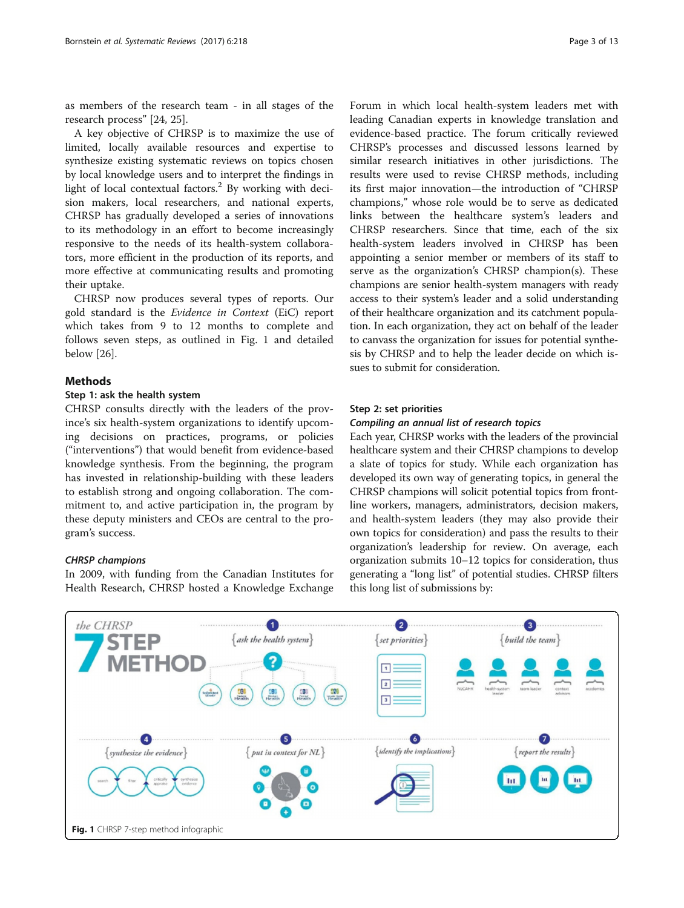as members of the research team - in all stages of the research process" [24, 25].

A key objective of CHRSP is to maximize the use of limited, locally available resources and expertise to synthesize existing systematic reviews on topics chosen by local knowledge users and to interpret the findings in light of local contextual factors.[2] By working with decision makers, local researchers, and national experts, CHRSP has gradually developed a series of innovations to its methodology in an effort to become increasingly responsive to the needs of its health-system collaborators, more efficient in the production of its reports, and more effective at communicating results and promoting their uptake.

CHRSP now produces several types of reports. Our gold standard is the *Evidence in Context* (EiC) report which takes from 9 to 12 months to complete and follows seven steps, as outlined in Fig. 1 and detailed below [26].

## Methods

### Step 1: ask the health system

CHRSP consults directly with the leaders of the province's six health-system organizations to identify upcoming decisions on practices, programs, or policies ("interventions") that would benefit from evidence-based knowledge synthesis. From the beginning, the program has invested in relationship-building with these leaders to establish strong and ongoing collaboration. The commitment to, and active participation in, the program by these deputy ministers and CEOs are central to the program's success.

#### *CHRSP champions*

In 2009, with funding from the Canadian Institutes for Health Research, CHRSP hosted a Knowledge Exchange Forum in which local health-system leaders met with leading Canadian experts in knowledge translation and evidence-based practice. The forum critically reviewed CHRSP's processes and discussed lessons learned by similar research initiatives in other jurisdictions. The results were used to revise CHRSP methods, including its first major innovation—the introduction of "CHRSP champions," whose role would be to serve as dedicated links between the healthcare system's leaders and CHRSP researchers. Since that time, each of the six health-system leaders involved in CHRSP has been appointing a senior member or members of its staff to serve as the organization's CHRSP champion(s). These champions are senior health-system managers with ready access to their system's leader and a solid understanding of their healthcare organization and its catchment population. In each organization, they act on behalf of the leader to canvass the organization for issues for potential synthesis by CHRSP and to help the leader decide on which issues to submit for consideration.

### Step 2: set priorities

#### *Compiling an annual list of research topics*

Each year, CHRSP works with the leaders of the provincial healthcare system and their CHRSP champions to develop a slate of topics for study. While each organization has developed its own way of generating topics, in general the CHRSP champions will solicit potential topics from frontline workers, managers, administrators, decision makers, and health-system leaders (they may also provide their own topics for consideration) and pass the results to their organization's leadership for review. On average, each organization submits 10–12 topics for consideration, thus generating a "long list" of potential studies. CHRSP filters this long list of submissions by:

**Fig. 1** CHRSP 7-step method infographic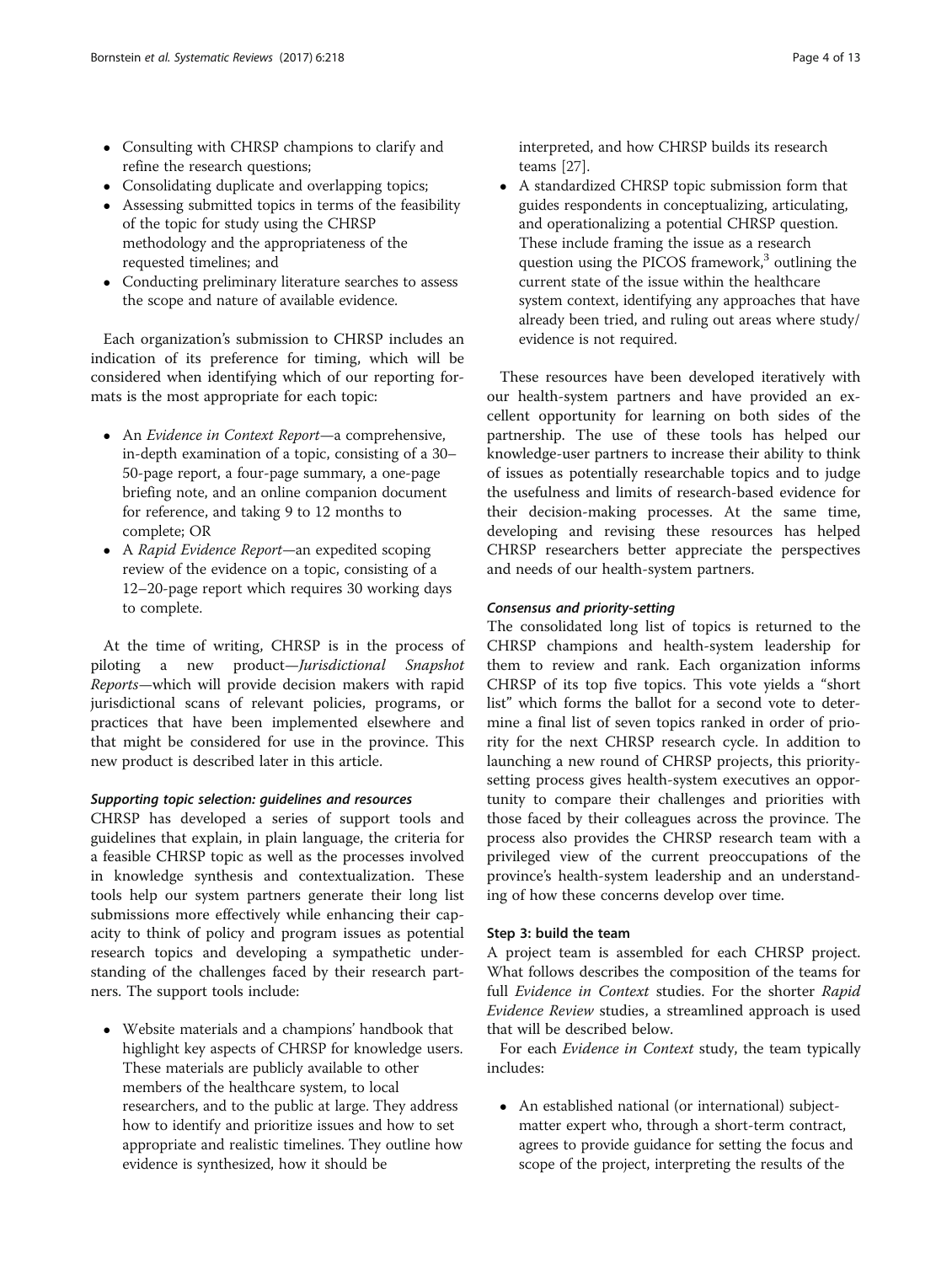- Consulting with CHRSP champions to clarify and refine the research questions;
- Consolidating duplicate and overlapping topics;
- Assessing submitted topics in terms of the feasibility of the topic for study using the CHRSP methodology and the appropriateness of the requested timelines; and
- Conducting preliminary literature searches to assess the scope and nature of available evidence.

Each organization's submission to CHRSP includes an indication of its preference for timing, which will be considered when identifying which of our reporting formats is the most appropriate for each topic:

- An *Evidence in Context Report*—a comprehensive, in-depth examination of a topic, consisting of a 30–50-page report, a four-page summary, a one-page briefing note, and an online companion document for reference, and taking 9 to 12 months to complete; OR
- A *Rapid Evidence Report*—an expedited scoping review of the evidence on a topic, consisting of a 12–20-page report which requires 30 working days to complete.

At the time of writing, CHRSP is in the process of piloting a new product—*Jurisdictional Snapshot Reports*—which will provide decision makers with rapid jurisdictional scans of relevant policies, programs, or practices that have been implemented elsewhere and that might be considered for use in the province. This new product is described later in this article.

#### *Supporting topic selection: guidelines and resources*

CHRSP has developed a series of support tools and guidelines that explain, in plain language, the criteria for a feasible CHRSP topic as well as the processes involved in knowledge synthesis and contextualization. These tools help our system partners generate their long list submissions more effectively while enhancing their capacity to think of policy and program issues as potential research topics and developing a sympathetic understanding of the challenges faced by their research partners. The support tools include:

- Website materials and a champions' handbook that highlight key aspects of CHRSP for knowledge users. These materials are publicly available to other members of the healthcare system, to local researchers, and to the public at large. They address how to identify and prioritize issues and how to set appropriate and realistic timelines. They outline how evidence is synthesized, how it should be interpreted, and how CHRSP builds its research teams [27].
- A standardized CHRSP topic submission form that guides respondents in conceptualizing, articulating, and operationalizing a potential CHRSP question. These include framing the issue as a research question using the PICOS framework,[3] outlining the current state of the issue within the healthcare system context, identifying any approaches that have already been tried, and ruling out areas where study/evidence is not required.

These resources have been developed iteratively with our health-system partners and have provided an excellent opportunity for learning on both sides of the partnership. The use of these tools has helped our knowledge-user partners to increase their ability to think of issues as potentially researchable topics and to judge the usefulness and limits of research-based evidence for their decision-making processes. At the same time, developing and revising these resources has helped CHRSP researchers better appreciate the perspectives and needs of our health-system partners.

#### *Consensus and priority-setting*

The consolidated long list of topics is returned to the CHRSP champions and health-system leadership for them to review and rank. Each organization informs CHRSP of its top five topics. This vote yields a "short list" which forms the ballot for a second vote to determine a final list of seven topics ranked in order of priority for the next CHRSP research cycle. In addition to launching a new round of CHRSP projects, this priority-setting process gives health-system executives an opportunity to compare their challenges and priorities with those faced by their colleagues across the province. The process also provides the CHRSP research team with a privileged view of the current preoccupations of the province's health-system leadership and an understanding of how these concerns develop over time.

### Step 3: build the team

A project team is assembled for each CHRSP project. What follows describes the composition of the teams for full *Evidence in Context* studies. For the shorter *Rapid Evidence Review* studies, a streamlined approach is used that will be described below.

For each *Evidence in Context* study, the team typically includes:

- An established national (or international) subject-matter expert who, through a short-term contract, agrees to provide guidance for setting the focus and scope of the project, interpreting the results of the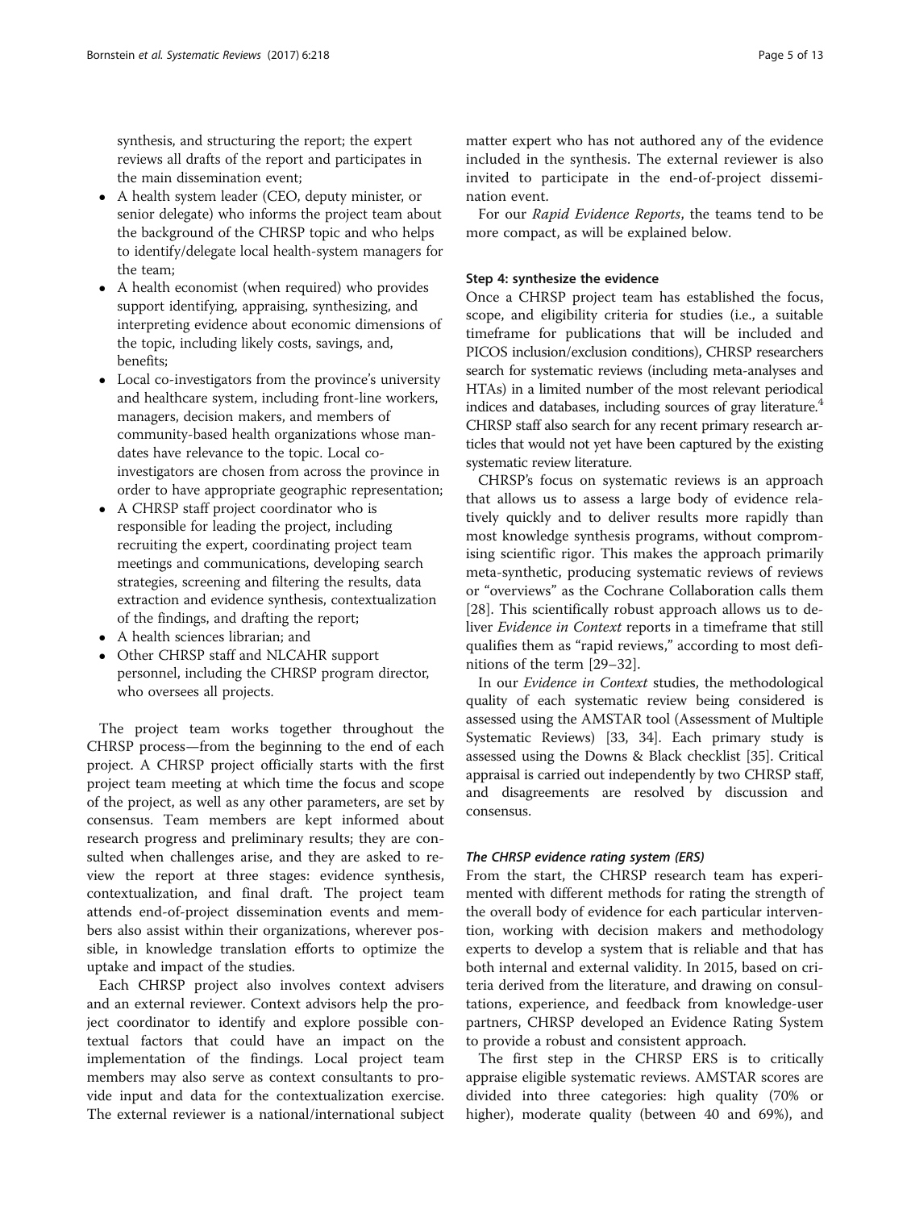synthesis, and structuring the report; the expert reviews all drafts of the report and participates in the main dissemination event;

- A health system leader (CEO, deputy minister, or senior delegate) who informs the project team about the background of the CHRSP topic and who helps to identify/delegate local health-system managers for the team;
- A health economist (when required) who provides support identifying, appraising, synthesizing, and interpreting evidence about economic dimensions of the topic, including likely costs, savings, and, benefits;
- Local co-investigators from the province's university and healthcare system, including front-line workers, managers, decision makers, and members of community-based health organizations whose mandates have relevance to the topic. Local co-investigators are chosen from across the province in order to have appropriate geographic representation;
- A CHRSP staff project coordinator who is responsible for leading the project, including recruiting the expert, coordinating project team meetings and communications, developing search strategies, screening and filtering the results, data extraction and evidence synthesis, contextualization of the findings, and drafting the report;
- A health sciences librarian; and
- Other CHRSP staff and NLCAHR support personnel, including the CHRSP program director, who oversees all projects.

The project team works together throughout the CHRSP process—from the beginning to the end of each project. A CHRSP project officially starts with the first project team meeting at which time the focus and scope of the project, as well as any other parameters, are set by consensus. Team members are kept informed about research progress and preliminary results; they are consulted when challenges arise, and they are asked to review the report at three stages: evidence synthesis, contextualization, and final draft. The project team attends end-of-project dissemination events and members also assist within their organizations, wherever possible, in knowledge translation efforts to optimize the uptake and impact of the studies.

Each CHRSP project also involves context advisers and an external reviewer. Context advisors help the project coordinator to identify and explore possible contextual factors that could have an impact on the implementation of the findings. Local project team members may also serve as context consultants to provide input and data for the contextualization exercise. The external reviewer is a national/international subject matter expert who has not authored any of the evidence included in the synthesis. The external reviewer is also invited to participate in the end-of-project dissemination event.

For our *Rapid Evidence Reports*, the teams tend to be more compact, as will be explained below.

#### Step 4: synthesize the evidence

Once a CHRSP project team has established the focus, scope, and eligibility criteria for studies (i.e., a suitable timeframe for publications that will be included and PICOS inclusion/exclusion conditions), CHRSP researchers search for systematic reviews (including meta-analyses and HTAs) in a limited number of the most relevant periodical indices and databases, including sources of gray literature.[4] CHRSP staff also search for any recent primary research articles that would not yet have been captured by the existing systematic review literature.

CHRSP's focus on systematic reviews is an approach that allows us to assess a large body of evidence relatively quickly and to deliver results more rapidly than most knowledge synthesis programs, without compromising scientific rigor. This makes the approach primarily meta-synthetic, producing systematic reviews of reviews or "overviews" as the Cochrane Collaboration calls them [28]. This scientifically robust approach allows us to deliver *Evidence in Context* reports in a timeframe that still qualifies them as "rapid reviews," according to most definitions of the term [29–32].

In our *Evidence in Context* studies, the methodological quality of each systematic review being considered is assessed using the AMSTAR tool (Assessment of Multiple Systematic Reviews) [33, 34]. Each primary study is assessed using the Downs & Black checklist [35]. Critical appraisal is carried out independently by two CHRSP staff, and disagreements are resolved by discussion and consensus.

##### *The CHRSP evidence rating system (ERS)*

From the start, the CHRSP research team has experimented with different methods for rating the strength of the overall body of evidence for each particular intervention, working with decision makers and methodology experts to develop a system that is reliable and that has both internal and external validity. In 2015, based on criteria derived from the literature, and drawing on consultations, experience, and feedback from knowledge-user partners, CHRSP developed an Evidence Rating System to provide a robust and consistent approach.

The first step in the CHRSP ERS is to critically appraise eligible systematic reviews. AMSTAR scores are divided into three categories: high quality (70% or higher), moderate quality (between 40 and 69%), and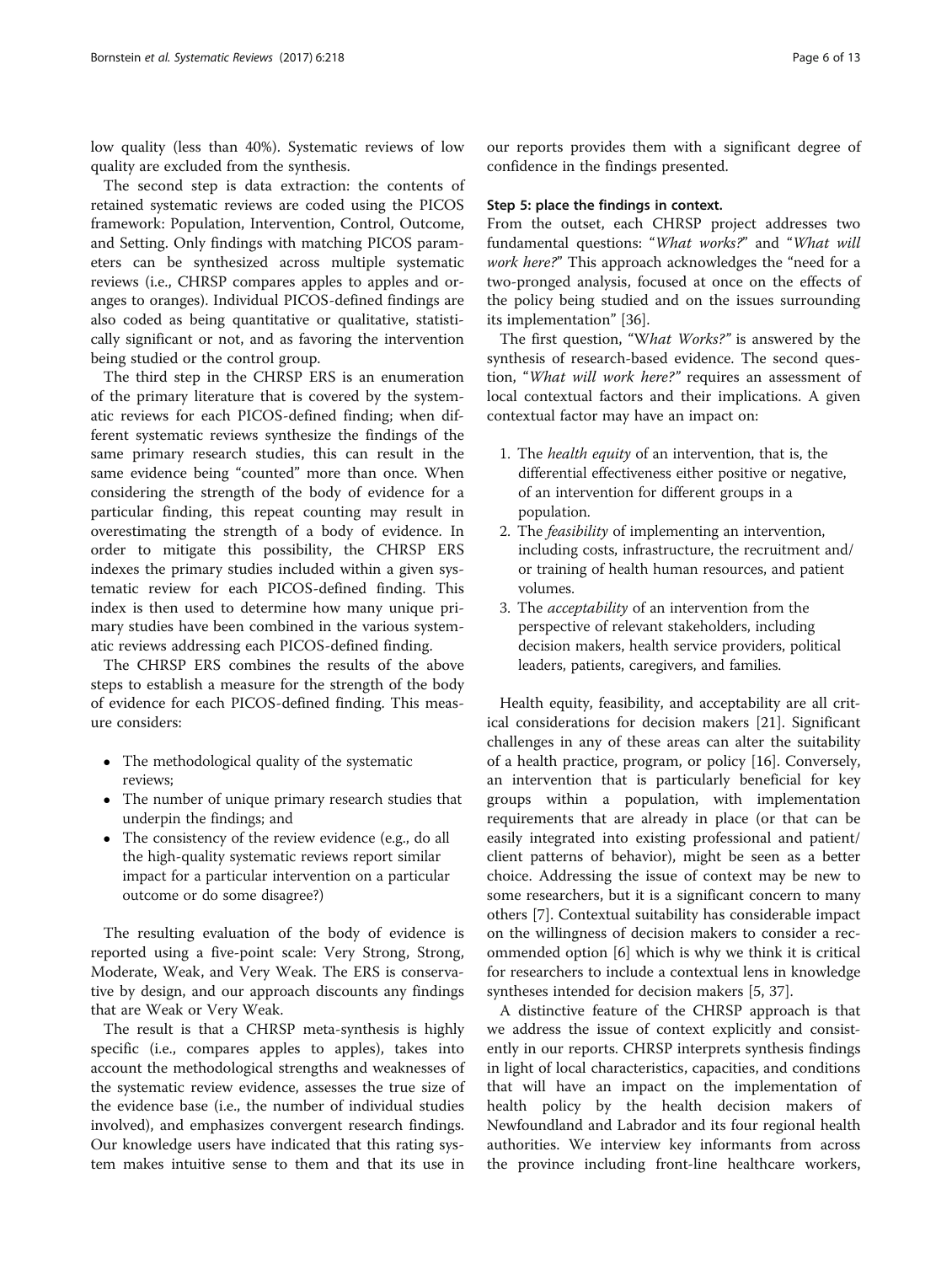low quality (less than 40%). Systematic reviews of low quality are excluded from the synthesis.

The second step is data extraction: the contents of retained systematic reviews are coded using the PICOS framework: Population, Intervention, Control, Outcome, and Setting. Only findings with matching PICOS parameters can be synthesized across multiple systematic reviews (i.e., CHRSP compares apples to apples and oranges to oranges). Individual PICOS-defined findings are also coded as being quantitative or qualitative, statistically significant or not, and as favoring the intervention being studied or the control group.

The third step in the CHRSP ERS is an enumeration of the primary literature that is covered by the systematic reviews for each PICOS-defined finding; when different systematic reviews synthesize the findings of the same primary research studies, this can result in the same evidence being "counted" more than once. When considering the strength of the body of evidence for a particular finding, this repeat counting may result in overestimating the strength of a body of evidence. In order to mitigate this possibility, the CHRSP ERS indexes the primary studies included within a given systematic review for each PICOS-defined finding. This index is then used to determine how many unique primary studies have been combined in the various systematic reviews addressing each PICOS-defined finding.

The CHRSP ERS combines the results of the above steps to establish a measure for the strength of the body of evidence for each PICOS-defined finding. This measure considers:

- The methodological quality of the systematic reviews;
- The number of unique primary research studies that underpin the findings; and
- The consistency of the review evidence (e.g., do all the high-quality systematic reviews report similar impact for a particular intervention on a particular outcome or do some disagree?)

The resulting evaluation of the body of evidence is reported using a five-point scale: Very Strong, Strong, Moderate, Weak, and Very Weak. The ERS is conservative by design, and our approach discounts any findings that are Weak or Very Weak.

The result is that a CHRSP meta-synthesis is highly specific (i.e., compares apples to apples), takes into account the methodological strengths and weaknesses of the systematic review evidence, assesses the true size of the evidence base (i.e., the number of individual studies involved), and emphasizes convergent research findings. Our knowledge users have indicated that this rating system makes intuitive sense to them and that its use in our reports provides them with a significant degree of confidence in the findings presented.

#### Step 5: place the findings in context.

From the outset, each CHRSP project addresses two fundamental questions: "*What works?*" and "*What will work here?*" This approach acknowledges the "need for a two-pronged analysis, focused at once on the effects of the policy being studied and on the issues surrounding its implementation" [36].

The first question, "*What Works?*" is answered by the synthesis of research-based evidence. The second question, "*What will work here?*" requires an assessment of local contextual factors and their implications. A given contextual factor may have an impact on:

1. The *health equity* of an intervention, that is, the differential effectiveness either positive or negative, of an intervention for different groups in a population.
2. The *feasibility* of implementing an intervention, including costs, infrastructure, the recruitment and/or training of health human resources, and patient volumes.
3. The *acceptability* of an intervention from the perspective of relevant stakeholders, including decision makers, health service providers, political leaders, patients, caregivers, and families.

Health equity, feasibility, and acceptability are all critical considerations for decision makers [21]. Significant challenges in any of these areas can alter the suitability of a health practice, program, or policy [16]. Conversely, an intervention that is particularly beneficial for key groups within a population, with implementation requirements that are already in place (or that can be easily integrated into existing professional and patient/client patterns of behavior), might be seen as a better choice. Addressing the issue of context may be new to some researchers, but it is a significant concern to many others [7]. Contextual suitability has considerable impact on the willingness of decision makers to consider a recommended option [6] which is why we think it is critical for researchers to include a contextual lens in knowledge syntheses intended for decision makers [5, 37].

A distinctive feature of the CHRSP approach is that we address the issue of context explicitly and consistently in our reports. CHRSP interprets synthesis findings in light of local characteristics, capacities, and conditions that will have an impact on the implementation of health policy by the health decision makers of Newfoundland and Labrador and its four regional health authorities. We interview key informants from across the province including front-line healthcare workers,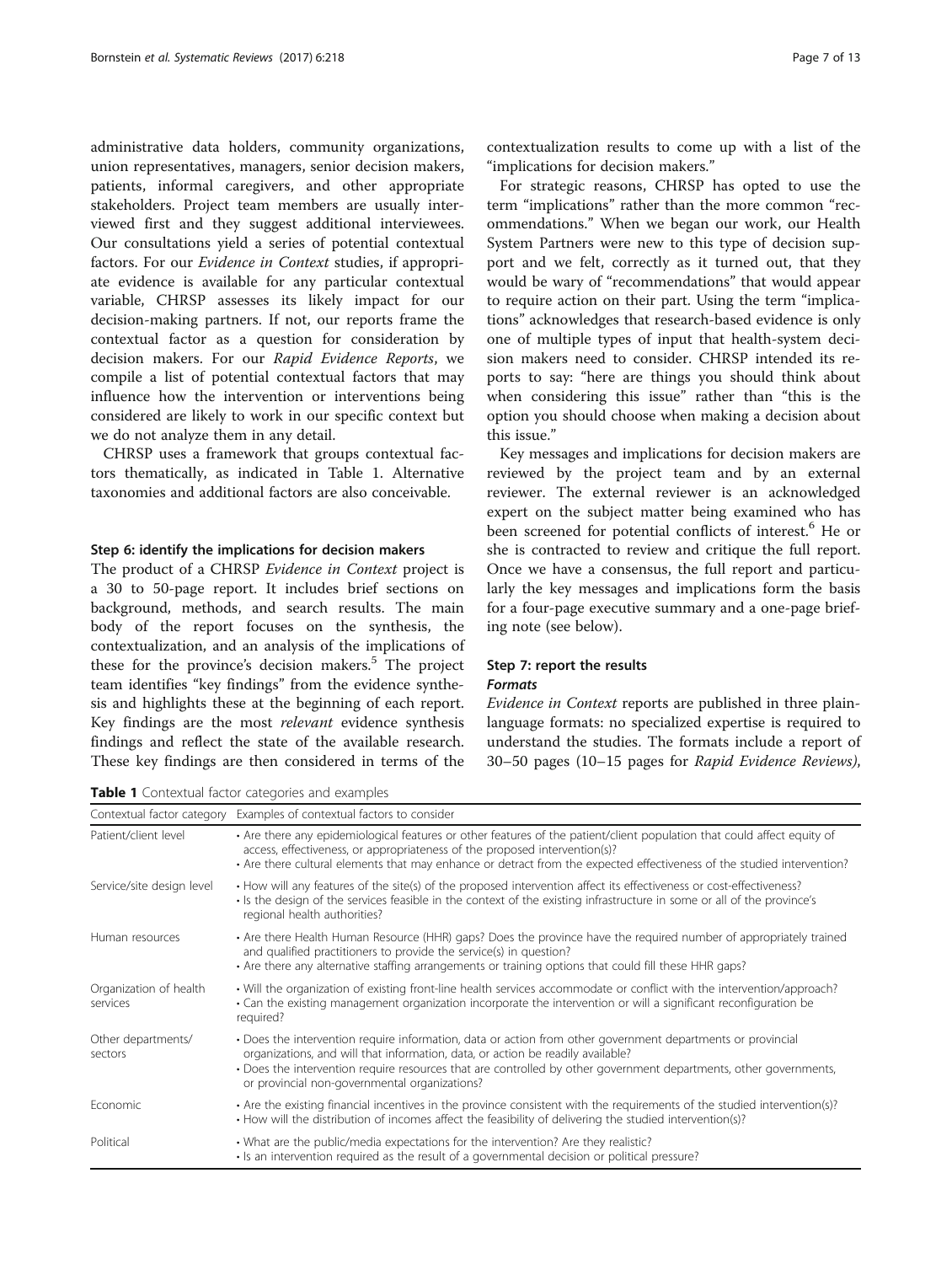administrative data holders, community organizations, union representatives, managers, senior decision makers, patients, informal caregivers, and other appropriate stakeholders. Project team members are usually interviewed first and they suggest additional interviewees. Our consultations yield a series of potential contextual factors. For our *Evidence in Context* studies, if appropriate evidence is available for any particular contextual variable, CHRSP assesses its likely impact for our decision-making partners. If not, our reports frame the contextual factor as a question for consideration by decision makers. For our *Rapid Evidence Reports*, we compile a list of potential contextual factors that may influence how the intervention or interventions being considered are likely to work in our specific context but we do not analyze them in any detail.

CHRSP uses a framework that groups contextual factors thematically, as indicated in Table 1. Alternative taxonomies and additional factors are also conceivable.

#### Step 6: identify the implications for decision makers

The product of a CHRSP *Evidence in Context* project is a 30 to 50-page report. It includes brief sections on background, methods, and search results. The main body of the report focuses on the synthesis, the contextualization, and an analysis of the implications of these for the province's decision makers.[5] The project team identifies "key findings" from the evidence synthesis and highlights these at the beginning of each report. Key findings are the most *relevant* evidence synthesis findings and reflect the state of the available research. These key findings are then considered in terms of the contextualization results to come up with a list of the "implications for decision makers."

For strategic reasons, CHRSP has opted to use the term "implications" rather than the more common "recommendations." When we began our work, our Health System Partners were new to this type of decision support and we felt, correctly as it turned out, that they would be wary of "recommendations" that would appear to require action on their part. Using the term "implications" acknowledges that research-based evidence is only one of multiple types of input that health-system decision makers need to consider. CHRSP intended its reports to say: "here are things you should think about when considering this issue" rather than "this is the option you should choose when making a decision about this issue."

Key messages and implications for decision makers are reviewed by the project team and by an external reviewer. The external reviewer is an acknowledged expert on the subject matter being examined who has been screened for potential conflicts of interest.[6] He or she is contracted to review and critique the full report. Once we have a consensus, the full report and particularly the key messages and implications form the basis for a four-page executive summary and a one-page briefing note (see below).

#### Step 7: report the results

##### Formats

*Evidence in Context* reports are published in three plain-language formats: no specialized expertise is required to understand the studies. The formats include a report of 30–50 pages (10–15 pages for *Rapid Evidence Reviews*),

**Table 1** Contextual factor categories and examples

| Contextual factor category | Examples of contextual factors to consider |
|---|---|
| Patient/client level | • Are there any epidemiological features or other features of the patient/client population that could affect equity of access, effectiveness, or appropriateness of the proposed intervention(s)?<br>• Are there cultural elements that may enhance or detract from the expected effectiveness of the studied intervention? |
| Service/site design level | • How will any features of the site(s) of the proposed intervention affect its effectiveness or cost-effectiveness?<br>• Is the design of the services feasible in the context of the existing infrastructure in some or all of the province's regional health authorities? |
| Human resources | • Are there Health Human Resource (HHR) gaps? Does the province have the required number of appropriately trained and qualified practitioners to provide the service(s) in question?<br>• Are there any alternative staffing arrangements or training options that could fill these HHR gaps? |
| Organization of health services | • Will the organization of existing front-line health services accommodate or conflict with the intervention/approach?<br>• Can the existing management organization incorporate the intervention or will a significant reconfiguration be required? |
| Other departments/ sectors | • Does the intervention require information, data or action from other government departments or provincial organizations, and will that information, data, or action be readily available?<br>• Does the intervention require resources that are controlled by other government departments, other governments, or provincial non-governmental organizations? |
| Economic | • Are the existing financial incentives in the province consistent with the requirements of the studied intervention(s)?<br>• How will the distribution of incomes affect the feasibility of delivering the studied intervention(s)? |
| Political | • What are the public/media expectations for the intervention? Are they realistic?<br>• Is an intervention required as the result of a governmental decision or political pressure? |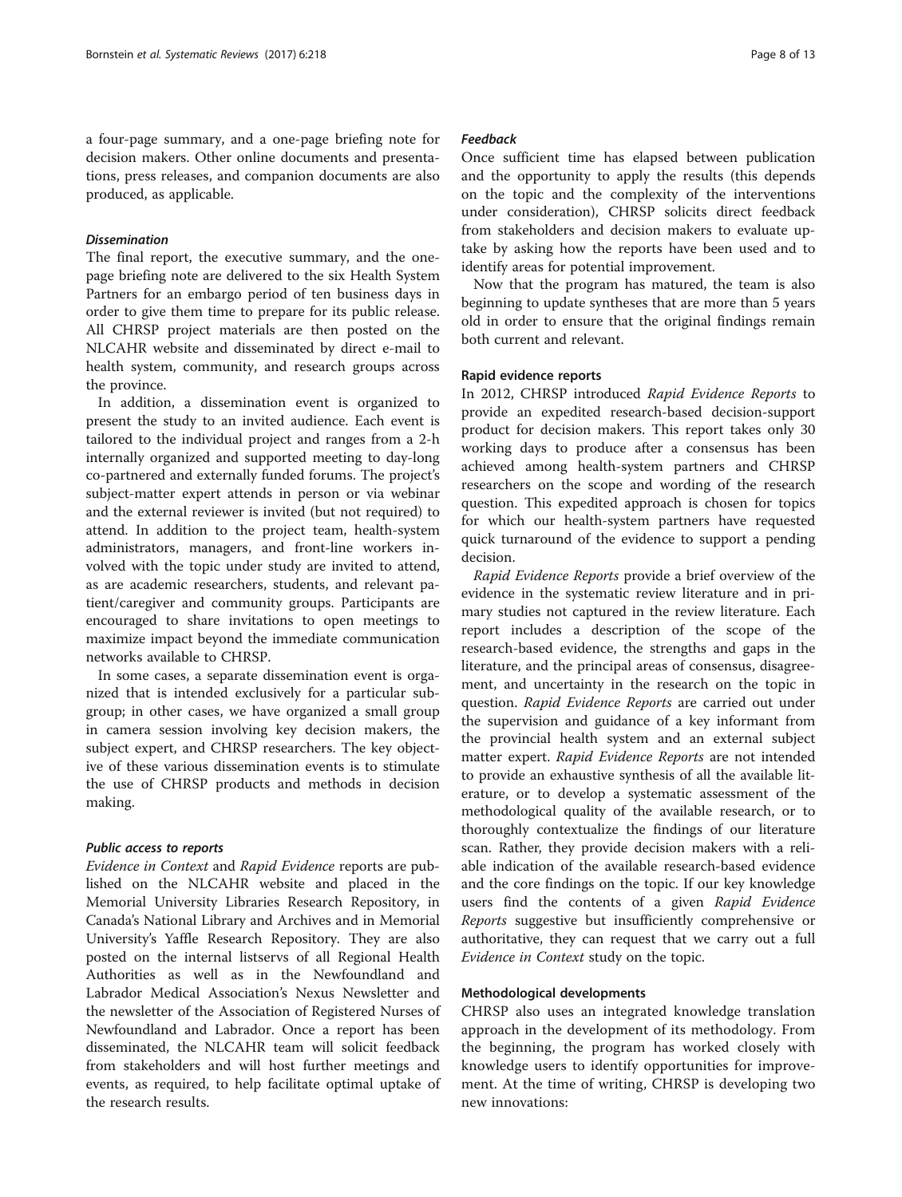a four-page summary, and a one-page briefing note for decision makers. Other online documents and presentations, press releases, and companion documents are also produced, as applicable.

#### *Dissemination*

The final report, the executive summary, and the one-page briefing note are delivered to the six Health System Partners for an embargo period of ten business days in order to give them time to prepare for its public release. All CHRSP project materials are then posted on the NLCAHR website and disseminated by direct e-mail to health system, community, and research groups across the province.

In addition, a dissemination event is organized to present the study to an invited audience. Each event is tailored to the individual project and ranges from a 2-h internally organized and supported meeting to day-long co-partnered and externally funded forums. The project's subject-matter expert attends in person or via webinar and the external reviewer is invited (but not required) to attend. In addition to the project team, health-system administrators, managers, and front-line workers involved with the topic under study are invited to attend, as are academic researchers, students, and relevant patient/caregiver and community groups. Participants are encouraged to share invitations to open meetings to maximize impact beyond the immediate communication networks available to CHRSP.

In some cases, a separate dissemination event is organized that is intended exclusively for a particular subgroup; in other cases, we have organized a small group in camera session involving key decision makers, the subject expert, and CHRSP researchers. The key objective of these various dissemination events is to stimulate the use of CHRSP products and methods in decision making.

#### *Public access to reports*

*Evidence in Context* and *Rapid Evidence* reports are published on the NLCAHR website and placed in the Memorial University Libraries Research Repository, in Canada's National Library and Archives and in Memorial University's Yaffle Research Repository. They are also posted on the internal listservs of all Regional Health Authorities as well as in the Newfoundland and Labrador Medical Association's Nexus Newsletter and the newsletter of the Association of Registered Nurses of Newfoundland and Labrador. Once a report has been disseminated, the NLCAHR team will solicit feedback from stakeholders and will host further meetings and events, as required, to help facilitate optimal uptake of the research results.

#### *Feedback*

Once sufficient time has elapsed between publication and the opportunity to apply the results (this depends on the topic and the complexity of the interventions under consideration), CHRSP solicits direct feedback from stakeholders and decision makers to evaluate uptake by asking how the reports have been used and to identify areas for potential improvement.

Now that the program has matured, the team is also beginning to update syntheses that are more than 5 years old in order to ensure that the original findings remain both current and relevant.

### Rapid evidence reports

In 2012, CHRSP introduced *Rapid Evidence Reports* to provide an expedited research-based decision-support product for decision makers. This report takes only 30 working days to produce after a consensus has been achieved among health-system partners and CHRSP researchers on the scope and wording of the research question. This expedited approach is chosen for topics for which our health-system partners have requested quick turnaround of the evidence to support a pending decision.

*Rapid Evidence Reports* provide a brief overview of the evidence in the systematic review literature and in primary studies not captured in the review literature. Each report includes a description of the scope of the research-based evidence, the strengths and gaps in the literature, and the principal areas of consensus, disagreement, and uncertainty in the research on the topic in question. *Rapid Evidence Reports* are carried out under the supervision and guidance of a key informant from the provincial health system and an external subject matter expert. *Rapid Evidence Reports* are not intended to provide an exhaustive synthesis of all the available literature, or to develop a systematic assessment of the methodological quality of the available research, or to thoroughly contextualize the findings of our literature scan. Rather, they provide decision makers with a reliable indication of the available research-based evidence and the core findings on the topic. If our key knowledge users find the contents of a given *Rapid Evidence Reports* suggestive but insufficiently comprehensive or authoritative, they can request that we carry out a full *Evidence in Context* study on the topic.

### Methodological developments

CHRSP also uses an integrated knowledge translation approach in the development of its methodology. From the beginning, the program has worked closely with knowledge users to identify opportunities for improvement. At the time of writing, CHRSP is developing two new innovations: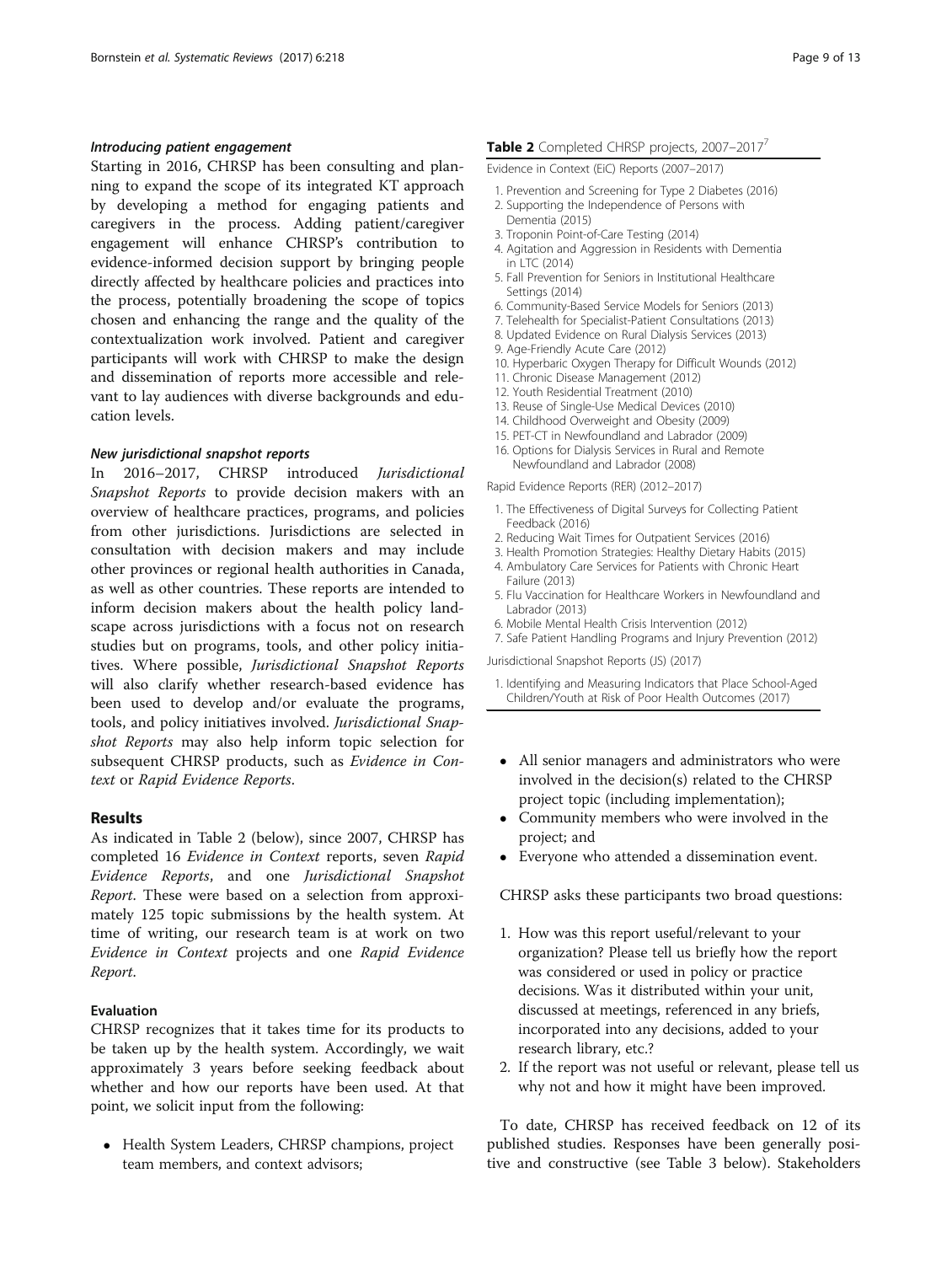#### *Introducing patient engagement*

Starting in 2016, CHRSP has been consulting and planning to expand the scope of its integrated KT approach by developing a method for engaging patients and caregivers in the process. Adding patient/caregiver engagement will enhance CHRSP's contribution to evidence-informed decision support by bringing people directly affected by healthcare policies and practices into the process, potentially broadening the scope of topics chosen and enhancing the range and the quality of the contextualization work involved. Patient and caregiver participants will work with CHRSP to make the design and dissemination of reports more accessible and relevant to lay audiences with diverse backgrounds and education levels.

#### *New jurisdictional snapshot reports*

In 2016–2017, CHRSP introduced *Jurisdictional Snapshot Reports* to provide decision makers with an overview of healthcare practices, programs, and policies from other jurisdictions. Jurisdictions are selected in consultation with decision makers and may include other provinces or regional health authorities in Canada, as well as other countries. These reports are intended to inform decision makers about the health policy landscape across jurisdictions with a focus not on research studies but on programs, tools, and other policy initiatives. Where possible, *Jurisdictional Snapshot Reports* will also clarify whether research-based evidence has been used to develop and/or evaluate the programs, tools, and policy initiatives involved. *Jurisdictional Snapshot Reports* may also help inform topic selection for subsequent CHRSP products, such as *Evidence in Context* or *Rapid Evidence Reports*.

## Results

As indicated in Table 2 (below), since 2007, CHRSP has completed 16 *Evidence in Context* reports, seven *Rapid Evidence Reports*, and one *Jurisdictional Snapshot Report*. These were based on a selection from approximately 125 topic submissions by the health system. At time of writing, our research team is at work on two *Evidence in Context* projects and one *Rapid Evidence Report*.

**Table 2** Completed CHRSP projects, 2007–2017[7]

| Evidence in Context (EiC) Reports (2007–2017) |
|---|
| 1. Prevention and Screening for Type 2 Diabetes (2016) |
| 2. Supporting the Independence of Persons with Dementia (2015) |
| 3. Troponin Point-of-Care Testing (2014) |
| 4. Agitation and Aggression in Residents with Dementia in LTC (2014) |
| 5. Fall Prevention for Seniors in Institutional Healthcare Settings (2014) |
| 6. Community-Based Service Models for Seniors (2013) |
| 7. Telehealth for Specialist-Patient Consultations (2013) |
| 8. Updated Evidence on Rural Dialysis Services (2013) |
| 9. Age-Friendly Acute Care (2012) |
| 10. Hyperbaric Oxygen Therapy for Difficult Wounds (2012) |
| 11. Chronic Disease Management (2012) |
| 12. Youth Residential Treatment (2010) |
| 13. Reuse of Single-Use Medical Devices (2010) |
| 14. Childhood Overweight and Obesity (2009) |
| 15. PET-CT in Newfoundland and Labrador (2009) |
| 16. Options for Dialysis Services in Rural and Remote Newfoundland and Labrador (2008) |
| **Rapid Evidence Reports (RER) (2012–2017)** |
| 1. The Effectiveness of Digital Surveys for Collecting Patient Feedback (2016) |
| 2. Reducing Wait Times for Outpatient Services (2016) |
| 3. Health Promotion Strategies: Healthy Dietary Habits (2015) |
| 4. Ambulatory Care Services for Patients with Chronic Heart Failure (2013) |
| 5. Flu Vaccination for Healthcare Workers in Newfoundland and Labrador (2013) |
| 6. Mobile Mental Health Crisis Intervention (2012) |
| 7. Safe Patient Handling Programs and Injury Prevention (2012) |
| **Jurisdictional Snapshot Reports (JS) (2017)** |
| 1. Identifying and Measuring Indicators that Place School-Aged Children/Youth at Risk of Poor Health Outcomes (2017) |

### Evaluation

CHRSP recognizes that it takes time for its products to be taken up by the health system. Accordingly, we wait approximately 3 years before seeking feedback about whether and how our reports have been used. At that point, we solicit input from the following:

- Health System Leaders, CHRSP champions, project team members, and context advisors;
- All senior managers and administrators who were involved in the decision(s) related to the CHRSP project topic (including implementation);
- Community members who were involved in the project; and
- Everyone who attended a dissemination event.

CHRSP asks these participants two broad questions:

1. How was this report useful/relevant to your organization? Please tell us briefly how the report was considered or used in policy or practice decisions. Was it distributed within your unit, discussed at meetings, referenced in any briefs, incorporated into any decisions, added to your research library, etc.?
2. If the report was not useful or relevant, please tell us why not and how it might have been improved.

To date, CHRSP has received feedback on 12 of its published studies. Responses have been generally positive and constructive (see Table 3 below). Stakeholders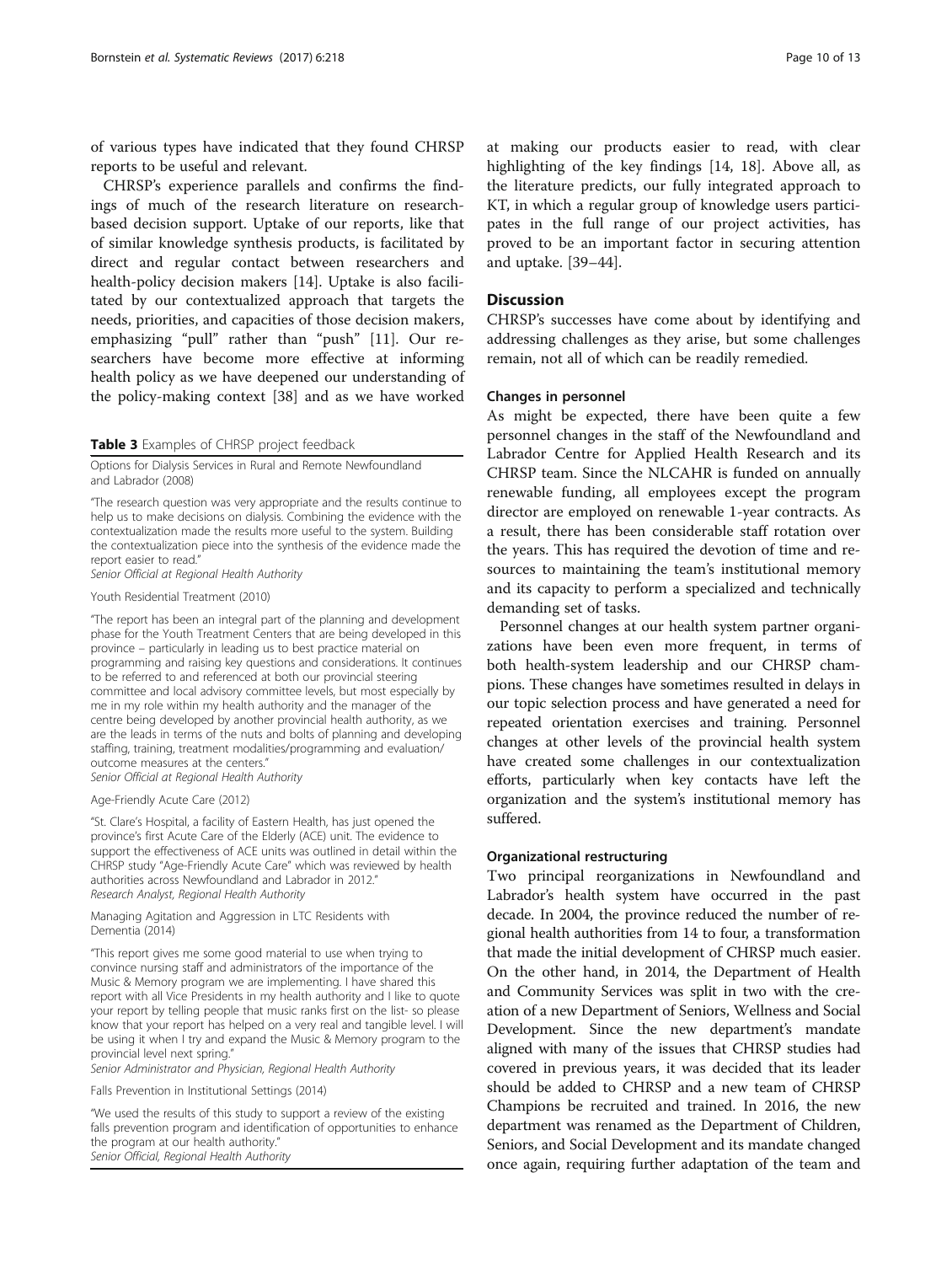of various types have indicated that they found CHRSP reports to be useful and relevant.

CHRSP's experience parallels and confirms the findings of much of the research literature on research-based decision support. Uptake of our reports, like that of similar knowledge synthesis products, is facilitated by direct and regular contact between researchers and health-policy decision makers [14]. Uptake is also facilitated by our contextualized approach that targets the needs, priorities, and capacities of those decision makers, emphasizing "pull" rather than "push" [11]. Our researchers have become more effective at informing health policy as we have deepened our understanding of the policy-making context [38] and as we have worked at making our products easier to read, with clear highlighting of the key findings [14, 18]. Above all, as the literature predicts, our fully integrated approach to KT, in which a regular group of knowledge users participates in the full range of our project activities, has proved to be an important factor in securing attention and uptake. [39–44].

**Table 3** Examples of CHRSP project feedback

| |
|---|
| Options for Dialysis Services in Rural and Remote Newfoundland and Labrador (2008) |
| "The research question was very appropriate and the results continue to help us to make decisions on dialysis. Combining the evidence with the contextualization made the results more useful to the system. Building the contextualization piece into the synthesis of the evidence made the report easier to read." *Senior Official at Regional Health Authority* |
| Youth Residential Treatment (2010) |
| "The report has been an integral part of the planning and development phase for the Youth Treatment Centers that are being developed in this province – particularly in leading us to best practice material on programming and raising key questions and considerations. It continues to be referred to and referenced at both our provincial steering committee and local advisory committee levels, but most especially by me in my role within my health authority and the manager of the centre being developed by another provincial health authority, as we are the leads in terms of the nuts and bolts of planning and developing staffing, training, treatment modalities/programming and evaluation/outcome measures at the centers." *Senior Official at Regional Health Authority* |
| Age-Friendly Acute Care (2012) |
| "St. Clare's Hospital, a facility of Eastern Health, has just opened the province's first Acute Care of the Elderly (ACE) unit. The evidence to support the effectiveness of ACE units was outlined in detail within the CHRSP study "Age-Friendly Acute Care" which was reviewed by health authorities across Newfoundland and Labrador in 2012." *Research Analyst, Regional Health Authority* |
| Managing Agitation and Aggression in LTC Residents with Dementia (2014) |
| "This report gives me some good material to use when trying to convince nursing staff and administrators of the importance of the Music & Memory program we are implementing. I have shared this report with all Vice Presidents in my health authority and I like to quote your report by telling people that music ranks first on the list- so please know that your report has helped on a very real and tangible level. I will be using it when I try and expand the Music & Memory program to the provincial level next spring." *Senior Administrator and Physician, Regional Health Authority* |
| Falls Prevention in Institutional Settings (2014) |
| "We used the results of this study to support a review of the existing falls prevention program and identification of opportunities to enhance the program at our health authority." *Senior Official, Regional Health Authority* |

## Discussion

CHRSP's successes have come about by identifying and addressing challenges as they arise, but some challenges remain, not all of which can be readily remedied.

### Changes in personnel

As might be expected, there have been quite a few personnel changes in the staff of the Newfoundland and Labrador Centre for Applied Health Research and its CHRSP team. Since the NLCAHR is funded on annually renewable funding, all employees except the program director are employed on renewable 1-year contracts. As a result, there has been considerable staff rotation over the years. This has required the devotion of time and resources to maintaining the team's institutional memory and its capacity to perform a specialized and technically demanding set of tasks.

Personnel changes at our health system partner organizations have been even more frequent, in terms of both health-system leadership and our CHRSP champions. These changes have sometimes resulted in delays in our topic selection process and have generated a need for repeated orientation exercises and training. Personnel changes at other levels of the provincial health system have created some challenges in our contextualization efforts, particularly when key contacts have left the organization and the system's institutional memory has suffered.

### Organizational restructuring

Two principal reorganizations in Newfoundland and Labrador's health system have occurred in the past decade. In 2004, the province reduced the number of regional health authorities from 14 to four, a transformation that made the initial development of CHRSP much easier. On the other hand, in 2014, the Department of Health and Community Services was split in two with the creation of a new Department of Seniors, Wellness and Social Development. Since the new department's mandate aligned with many of the issues that CHRSP studies had covered in previous years, it was decided that its leader should be added to CHRSP and a new team of CHRSP Champions be recruited and trained. In 2016, the new department was renamed as the Department of Children, Seniors, and Social Development and its mandate changed once again, requiring further adaptation of the team and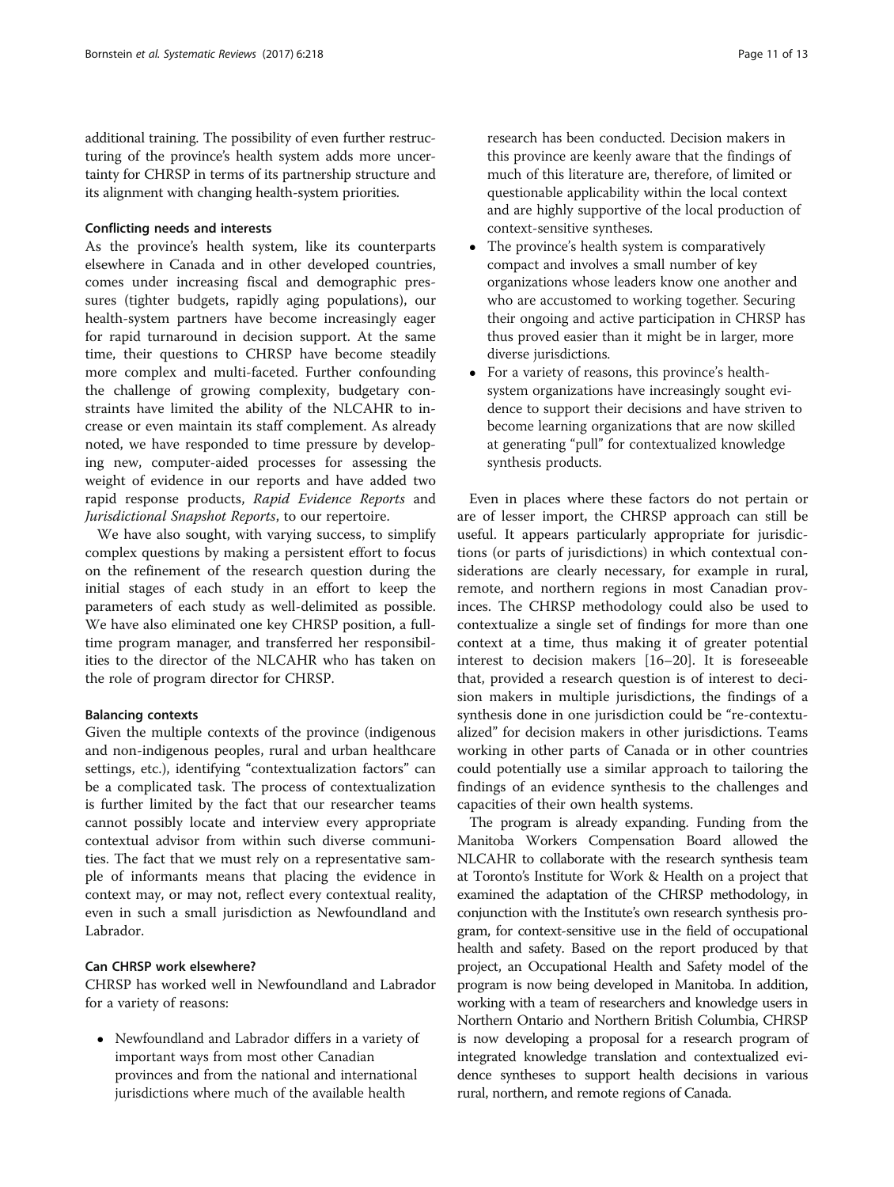additional training. The possibility of even further restructuring of the province's health system adds more uncertainty for CHRSP in terms of its partnership structure and its alignment with changing health-system priorities.

#### Conflicting needs and interests

As the province's health system, like its counterparts elsewhere in Canada and in other developed countries, comes under increasing fiscal and demographic pressures (tighter budgets, rapidly aging populations), our health-system partners have become increasingly eager for rapid turnaround in decision support. At the same time, their questions to CHRSP have become steadily more complex and multi-faceted. Further confounding the challenge of growing complexity, budgetary constraints have limited the ability of the NLCAHR to increase or even maintain its staff complement. As already noted, we have responded to time pressure by developing new, computer-aided processes for assessing the weight of evidence in our reports and have added two rapid response products, *Rapid Evidence Reports* and *Jurisdictional Snapshot Reports*, to our repertoire.

We have also sought, with varying success, to simplify complex questions by making a persistent effort to focus on the refinement of the research question during the initial stages of each study in an effort to keep the parameters of each study as well-delimited as possible. We have also eliminated one key CHRSP position, a full-time program manager, and transferred her responsibilities to the director of the NLCAHR who has taken on the role of program director for CHRSP.

#### Balancing contexts

Given the multiple contexts of the province (indigenous and non-indigenous peoples, rural and urban healthcare settings, etc.), identifying "contextualization factors" can be a complicated task. The process of contextualization is further limited by the fact that our researcher teams cannot possibly locate and interview every appropriate contextual advisor from within such diverse communities. The fact that we must rely on a representative sample of informants means that placing the evidence in context may, or may not, reflect every contextual reality, even in such a small jurisdiction as Newfoundland and Labrador.

#### Can CHRSP work elsewhere?

CHRSP has worked well in Newfoundland and Labrador for a variety of reasons:

- Newfoundland and Labrador differs in a variety of important ways from most other Canadian provinces and from the national and international jurisdictions where much of the available health research has been conducted. Decision makers in this province are keenly aware that the findings of much of this literature are, therefore, of limited or questionable applicability within the local context and are highly supportive of the local production of context-sensitive syntheses.
- The province's health system is comparatively compact and involves a small number of key organizations whose leaders know one another and who are accustomed to working together. Securing their ongoing and active participation in CHRSP has thus proved easier than it might be in larger, more diverse jurisdictions.
- For a variety of reasons, this province's health-system organizations have increasingly sought evidence to support their decisions and have striven to become learning organizations that are now skilled at generating "pull" for contextualized knowledge synthesis products.

Even in places where these factors do not pertain or are of lesser import, the CHRSP approach can still be useful. It appears particularly appropriate for jurisdictions (or parts of jurisdictions) in which contextual considerations are clearly necessary, for example in rural, remote, and northern regions in most Canadian provinces. The CHRSP methodology could also be used to contextualize a single set of findings for more than one context at a time, thus making it of greater potential interest to decision makers [16–20]. It is foreseeable that, provided a research question is of interest to decision makers in multiple jurisdictions, the findings of a synthesis done in one jurisdiction could be "re-contextualized" for decision makers in other jurisdictions. Teams working in other parts of Canada or in other countries could potentially use a similar approach to tailoring the findings of an evidence synthesis to the challenges and capacities of their own health systems.

The program is already expanding. Funding from the Manitoba Workers Compensation Board allowed the NLCAHR to collaborate with the research synthesis team at Toronto's Institute for Work & Health on a project that examined the adaptation of the CHRSP methodology, in conjunction with the Institute's own research synthesis program, for context-sensitive use in the field of occupational health and safety. Based on the report produced by that project, an Occupational Health and Safety model of the program is now being developed in Manitoba. In addition, working with a team of researchers and knowledge users in Northern Ontario and Northern British Columbia, CHRSP is now developing a proposal for a research program of integrated knowledge translation and contextualized evidence syntheses to support health decisions in various rural, northern, and remote regions of Canada.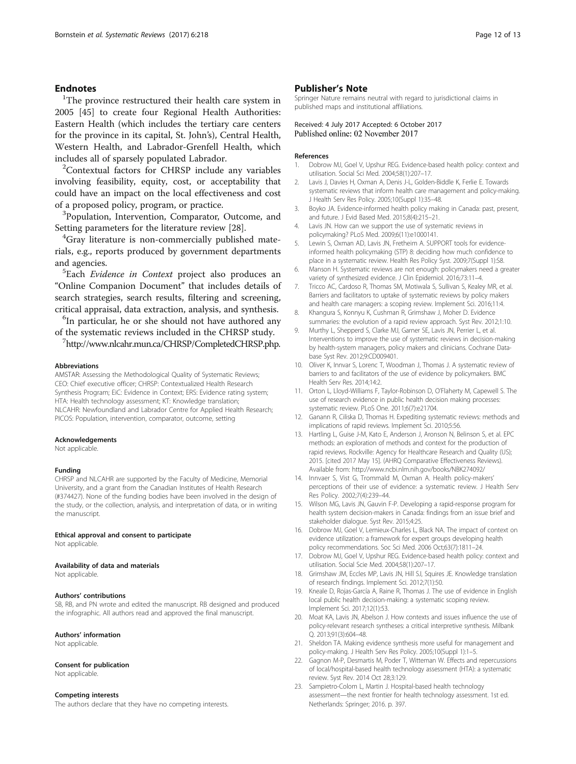## Endnotes

[1]The province restructured their health care system in 2005 [45] to create four Regional Health Authorities: Eastern Health (which includes the tertiary care centers for the province in its capital, St. John's), Central Health, Western Health, and Labrador-Grenfell Health, which includes all of sparsely populated Labrador.

[2]Contextual factors for CHRSP include any variables involving feasibility, equity, cost, or acceptability that could have an impact on the local effectiveness and cost of a proposed policy, program, or practice.

[3]Population, Intervention, Comparator, Outcome, and Setting parameters for the literature review [28].

[4]Gray literature is non-commercially published materials, e.g., reports produced by government departments and agencies.

[5]Each *Evidence in Context* project also produces an "Online Companion Document" that includes details of search strategies, search results, filtering and screening, critical appraisal, data extraction, analysis, and synthesis.

[6]In particular, he or she should not have authored any of the systematic reviews included in the CHRSP study.

[7]http://www.nlcahr.mun.ca/CHRSP/CompletedCHRSP.php.

#### Abbreviations

AMSTAR: Assessing the Methodological Quality of Systematic Reviews; CEO: Chief executive officer; CHRSP: Contextualized Health Research Synthesis Program; EiC: Evidence in Context; ERS: Evidence rating system; HTA: Health technology assessment; KT: Knowledge translation; NLCAHR: Newfoundland and Labrador Centre for Applied Health Research; PICOS: Population, intervention, comparator, outcome, setting

#### Acknowledgements

Not applicable.

#### Funding

CHRSP and NLCAHR are supported by the Faculty of Medicine, Memorial University, and a grant from the Canadian Institutes of Health Research (#374427). None of the funding bodies have been involved in the design of the study, or the collection, analysis, and interpretation of data, or in writing the manuscript.

#### Ethical approval and consent to participate

Not applicable.

#### Availability of data and materials

Not applicable.

#### Authors' contributions

SB, RB, and PN wrote and edited the manuscript. RB designed and produced the infographic. All authors read and approved the final manuscript.

#### Authors' information

Not applicable.

#### Consent for publication

Not applicable.

#### Competing interests

The authors declare that they have no competing interests.

## Publisher's Note

Springer Nature remains neutral with regard to jurisdictional claims in published maps and institutional affiliations.

Received: 4 July 2017 Accepted: 6 October 2017
Published online: 02 November 2017

#### References

1. Dobrow MJ, Goel V, Upshur REG. Evidence-based health policy: context and utilisation. Social Sci Med. 2004;58(1):207–17.
2. Lavis J, Davies H, Oxman A, Denis J-L, Golden-Biddle K, Ferlie E. Towards systematic reviews that inform health care management and policy-making. J Health Serv Res Policy. 2005;10(Suppl 1):35–48.
3. Boyko JA. Evidence-informed health policy making in Canada: past, present, and future. J Evid Based Med. 2015;8(4):215–21.
4. Lavis JN. How can we support the use of systematic reviews in policymaking? PLoS Med. 2009;6(11):e1000141.
5. Lewin S, Oxman AD, Lavis JN, Fretheim A. SUPPORT tools for evidence-informed health policymaking (STP) 8: deciding how much confidence to place in a systematic review. Health Res Policy Syst. 2009;7(Suppl 1):S8.
6. Manson H. Systematic reviews are not enough: policymakers need a greater variety of synthesized evidence. J Clin Epidemiol. 2016;73:11–4.
7. Tricco AC, Cardoso R, Thomas SM, Motiwala S, Sullivan S, Kealey MR, et al. Barriers and facilitators to uptake of systematic reviews by policy makers and health care managers: a scoping review. Implement Sci. 2016;11:4.
8. Khangura S, Konnyu K, Cushman R, Grimshaw J, Moher D. Evidence summaries: the evolution of a rapid review approach. Syst Rev. 2012;1:10.
9. Murthy L, Shepperd S, Clarke MJ, Garner SE, Lavis JN, Perrier L, et al. Interventions to improve the use of systematic reviews in decision-making by health-system managers, policy makers and clinicians. Cochrane Database Syst Rev. 2012;9:CD009401.
10. Oliver K, Innvar S, Lorenc T, Woodman J, Thomas J. A systematic review of barriers to and facilitators of the use of evidence by policymakers. BMC Health Serv Res. 2014;14:2.
11. Orton L, Lloyd-Williams F, Taylor-Robinson D, O'Flaherty M, Capewell S. The use of research evidence in public health decision making processes: systematic review. PLoS One. 2011;6(7):e21704.
12. Ganann R, Ciliska D, Thomas H. Expediting systematic reviews: methods and implications of rapid reviews. Implement Sci. 2010;5:56.
13. Hartling L, Guise J-M, Kato E, Anderson J, Aronson N, Belinson S, et al. EPC methods: an exploration of methods and context for the production of rapid reviews. Rockville: Agency for Healthcare Research and Quality (US); 2015. [cited 2017 May 15]. (AHRQ Comparative Effectiveness Reviews). Available from: http://www.ncbi.nlm.nih.gov/books/NBK274092/
14. Innvaer S, Vist G, Trommald M, Oxman A. Health policy-makers' perceptions of their use of evidence: a systematic review. J Health Serv Res Policy. 2002;7(4):239–44.
15. Wilson MG, Lavis JN, Gauvin F-P. Developing a rapid-response program for health system decision-makers in Canada: findings from an issue brief and stakeholder dialogue. Syst Rev. 2015;4:25.
16. Dobrow MJ, Goel V, Lemieux-Charles L, Black NA. The impact of context on evidence utilization: a framework for expert groups developing health policy recommendations. Soc Sci Med. 2006 Oct;63(7):1811–24.
17. Dobrow MJ, Goel V, Upshur REG. Evidence-based health policy: context and utilisation. Social Scie Med. 2004;58(1):207–17.
18. Grimshaw JM, Eccles MP, Lavis JN, Hill SJ, Squires JE. Knowledge translation of research findings. Implement Sci. 2012;7(1):50.
19. Kneale D, Rojas-García A, Raine R, Thomas J. The use of evidence in English local public health decision-making: a systematic scoping review. Implement Sci. 2017;12(1):53.
20. Moat KA, Lavis JN, Abelson J. How contexts and issues influence the use of policy-relevant research syntheses: a critical interpretive synthesis. Milbank Q. 2013;91(3):604–48.
21. Sheldon TA. Making evidence synthesis more useful for management and policy-making. J Health Serv Res Policy. 2005;10(Suppl 1):1–5.
22. Gagnon M-P, Desmartis M, Poder T, Witteman W. Effects and repercussions of local/hospital-based health technology assessment (HTA): a systematic review. Syst Rev. 2014 Oct 28;3:129.
23. Sampietro-Colom L, Martin J. Hospital-based health technology assessment—the next frontier for health technology assessment. 1st ed. Netherlands: Springer; 2016. p. 397.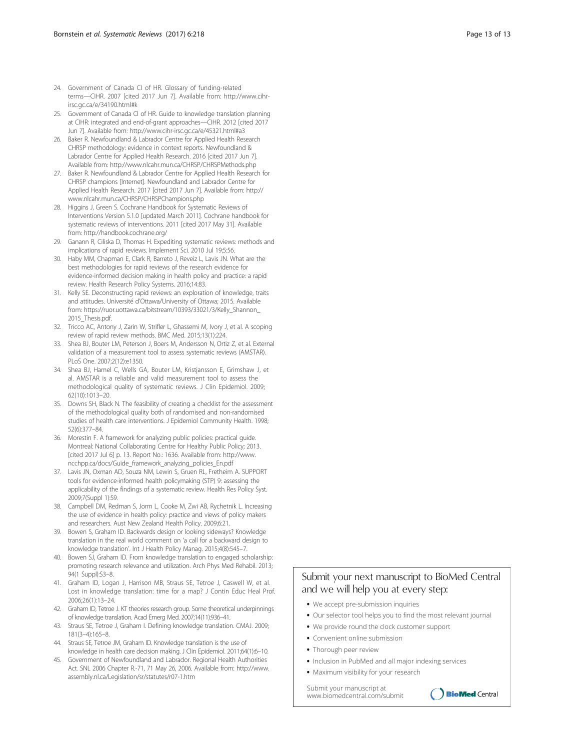24. Government of Canada CI of HR. Glossary of funding-related terms—CIHR. 2007 [cited 2017 Jun 7]. Available from: http://www.cihr-irsc.gc.ca/e/34190.html#k
25. Government of Canada CI of HR. Guide to knowledge translation planning at CIHR: integrated and end-of-grant approaches—CIHR. 2012 [cited 2017 Jun 7]. Available from: http://www.cihr-irsc.gc.ca/e/45321.html#a3
26. Baker R. Newfoundland & Labrador Centre for Applied Health Research CHRSP methodology: evidence in context reports. Newfoundland & Labrador Centre for Applied Health Research. 2016 [cited 2017 Jun 7]. Available from: http://www.nlcahr.mun.ca/CHRSP/CHRSPMethods.php
27. Baker R. Newfoundland & Labrador Centre for Applied Health Research for CHRSP champions [Internet]. Newfoundland and Labrador Centre for Applied Health Research. 2017 [cited 2017 Jun 7]. Available from: http://www.nlcahr.mun.ca/CHRSP/CHRSPChampions.php
28. Higgins J, Green S. Cochrane Handbook for Systematic Reviews of Interventions Version 5.1.0 [updated March 2011]. Cochrane handbook for systematic reviews of interventions. 2011 [cited 2017 May 31]. Available from: http://handbook.cochrane.org/
29. Ganann R, Ciliska D, Thomas H. Expediting systematic reviews: methods and implications of rapid reviews. Implement Sci. 2010 Jul 19;5:56.
30. Haby MM, Chapman E, Clark R, Barreto J, Reveiz L, Lavis JN. What are the best methodologies for rapid reviews of the research evidence for evidence-informed decision making in health policy and practice: a rapid review. Health Research Policy Systems. 2016;14:83.
31. Kelly SE. Deconstructing rapid reviews: an exploration of knowledge, traits and attitudes. Université d'Ottawa/University of Ottawa; 2015. Available from: https://ruor.uottawa.ca/bitstream/10393/33021/3/Kelly_Shannon_2015_Thesis.pdf.
32. Tricco AC, Antony J, Zarin W, Strifler L, Ghassemi M, Ivory J, et al. A scoping review of rapid review methods. BMC Med. 2015;13(1):224.
33. Shea BJ, Bouter LM, Peterson J, Boers M, Andersson N, Ortiz Z, et al. External validation of a measurement tool to assess systematic reviews (AMSTAR). PLoS One. 2007;2(12):e1350.
34. Shea BJ, Hamel C, Wells GA, Bouter LM, Kristjansson E, Grimshaw J, et al. AMSTAR is a reliable and valid measurement tool to assess the methodological quality of systematic reviews. J Clin Epidemiol. 2009; 62(10):1013–20.
35. Downs SH, Black N. The feasibility of creating a checklist for the assessment of the methodological quality both of randomised and non-randomised studies of health care interventions. J Epidemiol Community Health. 1998; 52(6):377–84.
36. Morestin F. A framework for analyzing public policies: practical guide. Montreal: National Collaborating Centre for Healthy Public Policy; 2013. [cited 2017 Jul 6] p. 13. Report No.: 1636. Available from: http://www.ncchpp.ca/docs/Guide_framework_analyzing_policies_En.pdf
37. Lavis JN, Oxman AD, Souza NM, Lewin S, Gruen RL, Fretheim A. SUPPORT tools for evidence-informed health policymaking (STP) 9: assessing the applicability of the findings of a systematic review. Health Res Policy Syst. 2009;7(Suppl 1):S9.
38. Campbell DM, Redman S, Jorm L, Cooke M, Zwi AB, Rychetnik L. Increasing the use of evidence in health policy: practice and views of policy makers and researchers. Aust New Zealand Health Policy. 2009;6:21.
39. Bowen S, Graham ID. Backwards design or looking sideways? Knowledge translation in the real world comment on 'a call for a backward design to knowledge translation'. Int J Health Policy Manag. 2015;4(8):545–7.
40. Bowen SJ, Graham ID. From knowledge translation to engaged scholarship: promoting research relevance and utilization. Arch Phys Med Rehabil. 2013; 94(1 Suppl):S3–8.
41. Graham ID, Logan J, Harrison MB, Straus SE, Tetroe J, Caswell W, et al. Lost in knowledge translation: time for a map? J Contin Educ Heal Prof. 2006;26(1):13–24.
42. Graham ID, Tetroe J. KT theories research group. Some theoretical underpinnings of knowledge translation. Acad Emerg Med. 2007;14(11):936–41.
43. Straus SE, Tetroe J, Graham I. Defining knowledge translation. CMAJ. 2009; 181(3–4):165–8.
44. Straus SE, Tetroe JM, Graham ID. Knowledge translation is the use of knowledge in health care decision making. J Clin Epidemiol. 2011;64(1):6–10.
45. Government of Newfoundland and Labrador. Regional Health Authorities Act. SNL 2006 Chapter R.-71, 71 May 26, 2006. Available from: http://www.assembly.nl.ca/Legislation/sr/statutes/r07-1.htm

Submit your next manuscript to BioMed Central and we will help you at every step:

- We accept pre-submission inquiries
- Our selector tool helps you to find the most relevant journal
- We provide round the clock customer support
- Convenient online submission
- Thorough peer review
- Inclusion in PubMed and all major indexing services
- Maximum visibility for your research

Submit your manuscript at www.biomedcentral.com/submit

BioMed Central